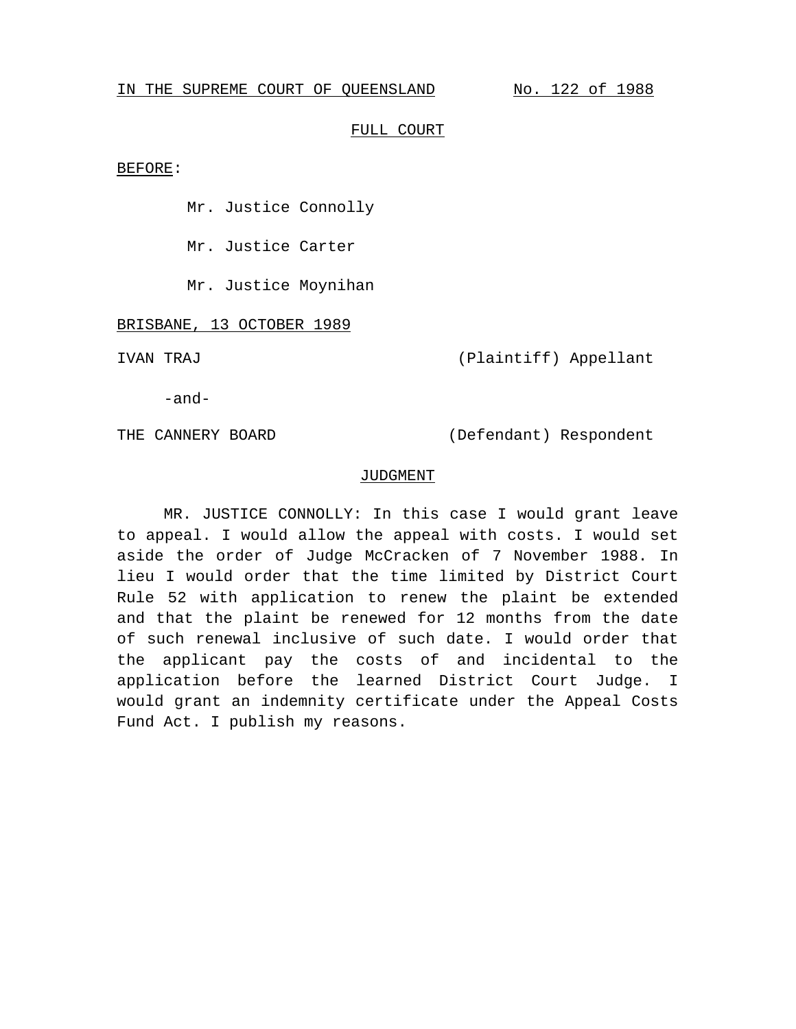IN THE SUPREME COURT OF QUEENSLAND No. 122 of 1988

FULL COURT

BEFORE:

Mr. Justice Connolly

Mr. Justice Carter

Mr. Justice Moynihan

BRISBANE, 13 OCTOBER 1989

IVAN TRAJ (Plaintiff) Appellant

-and-

THE CANNERY BOARD (Defendant) Respondent

JUDGMENT

MR. JUSTICE CONNOLLY: In this case I would grant leave to appeal. I would allow the appeal with costs. I would set aside the order of Judge McCracken of 7 November 1988. In lieu I would order that the time limited by District Court Rule 52 with application to renew the plaint be extended and that the plaint be renewed for 12 months from the date of such renewal inclusive of such date. I would order that the applicant pay the costs of and incidental to the application before the learned District Court Judge. I would grant an indemnity certificate under the Appeal Costs Fund Act. I publish my reasons.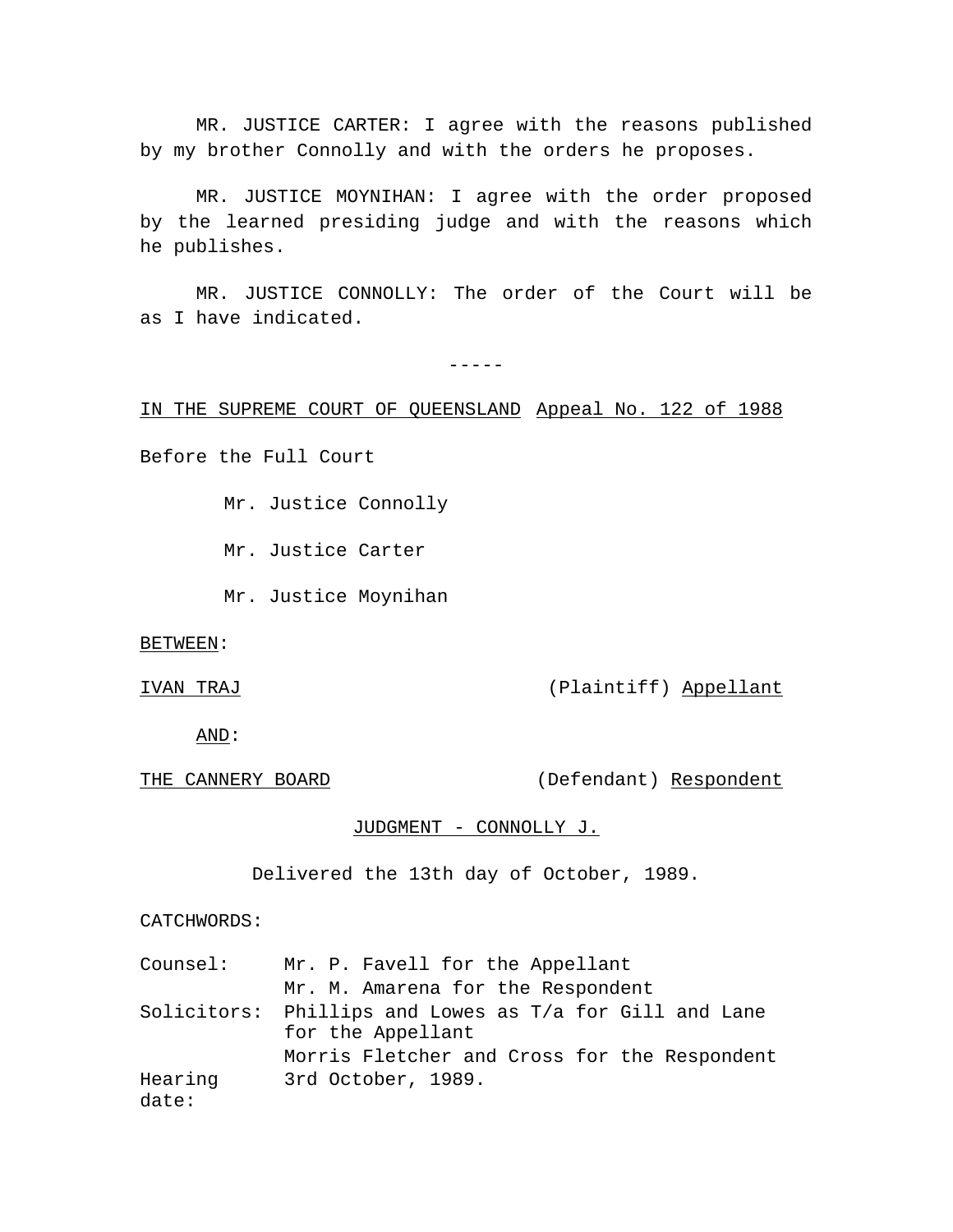MR. JUSTICE CARTER: I agree with the reasons published by my brother Connolly and with the orders he proposes.

MR. JUSTICE MOYNIHAN: I agree with the order proposed by the learned presiding judge and with the reasons which he publishes.

MR. JUSTICE CONNOLLY: The order of the Court will be as I have indicated.

-----

IN THE SUPREME COURT OF QUEENSLAND Appeal No. 122 of 1988

Before the Full Court

Mr. Justice Connolly

Mr. Justice Carter

Mr. Justice Moynihan

BETWEEN:

IVAN TRAJ (Plaintiff) Appellant

AND:

THE CANNERY BOARD (Defendant) Respondent

JUDGMENT - CONNOLLY J.

Delivered the 13th day of October, 1989.

CATCHWORDS:

| | |
|---|---|
| Counsel: | Mr. P. Favell for the Appellant<br>Mr. M. Amarena for the Respondent |
| Solicitors: | Phillips and Lowes as T/a for Gill and Lane for the Appellant<br>Morris Fletcher and Cross for the Respondent |
| Hearing date: | 3rd October, 1989. |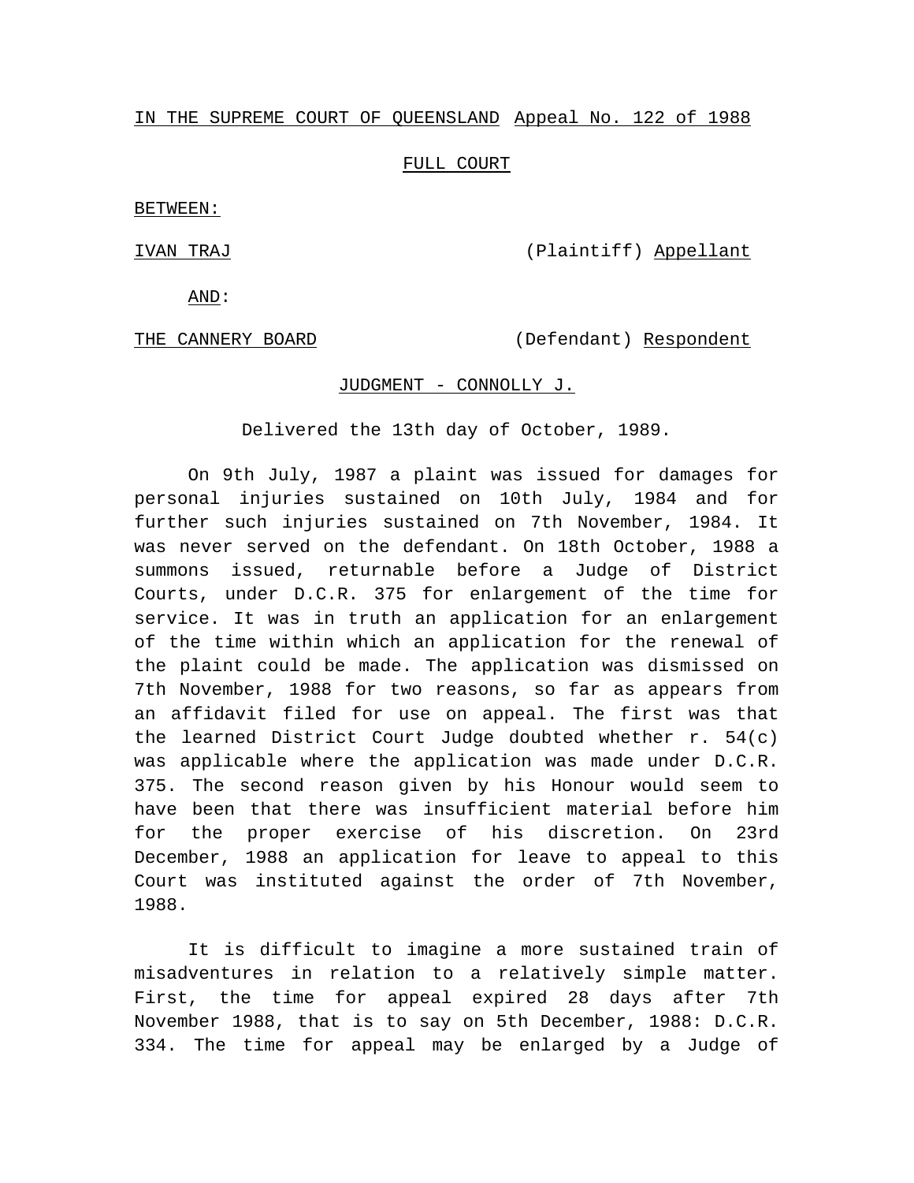IN THE SUPREME COURT OF QUEENSLAND Appeal No. 122 of 1988

FULL COURT

BETWEEN:

IVAN TRAJ (Plaintiff) Appellant

AND:

THE CANNERY BOARD (Defendant) Respondent

JUDGMENT - CONNOLLY J.

Delivered the 13th day of October, 1989.

On 9th July, 1987 a plaint was issued for damages for personal injuries sustained on 10th July, 1984 and for further such injuries sustained on 7th November, 1984. It was never served on the defendant. On 18th October, 1988 a summons issued, returnable before a Judge of District Courts, under D.C.R. 375 for enlargement of the time for service. It was in truth an application for an enlargement of the time within which an application for the renewal of the plaint could be made. The application was dismissed on 7th November, 1988 for two reasons, so far as appears from an affidavit filed for use on appeal. The first was that the learned District Court Judge doubted whether r. 54(c) was applicable where the application was made under D.C.R. 375. The second reason given by his Honour would seem to have been that there was insufficient material before him for the proper exercise of his discretion. On 23rd December, 1988 an application for leave to appeal to this Court was instituted against the order of 7th November, 1988.

It is difficult to imagine a more sustained train of misadventures in relation to a relatively simple matter. First, the time for appeal expired 28 days after 7th November 1988, that is to say on 5th December, 1988: D.C.R. 334. The time for appeal may be enlarged by a Judge of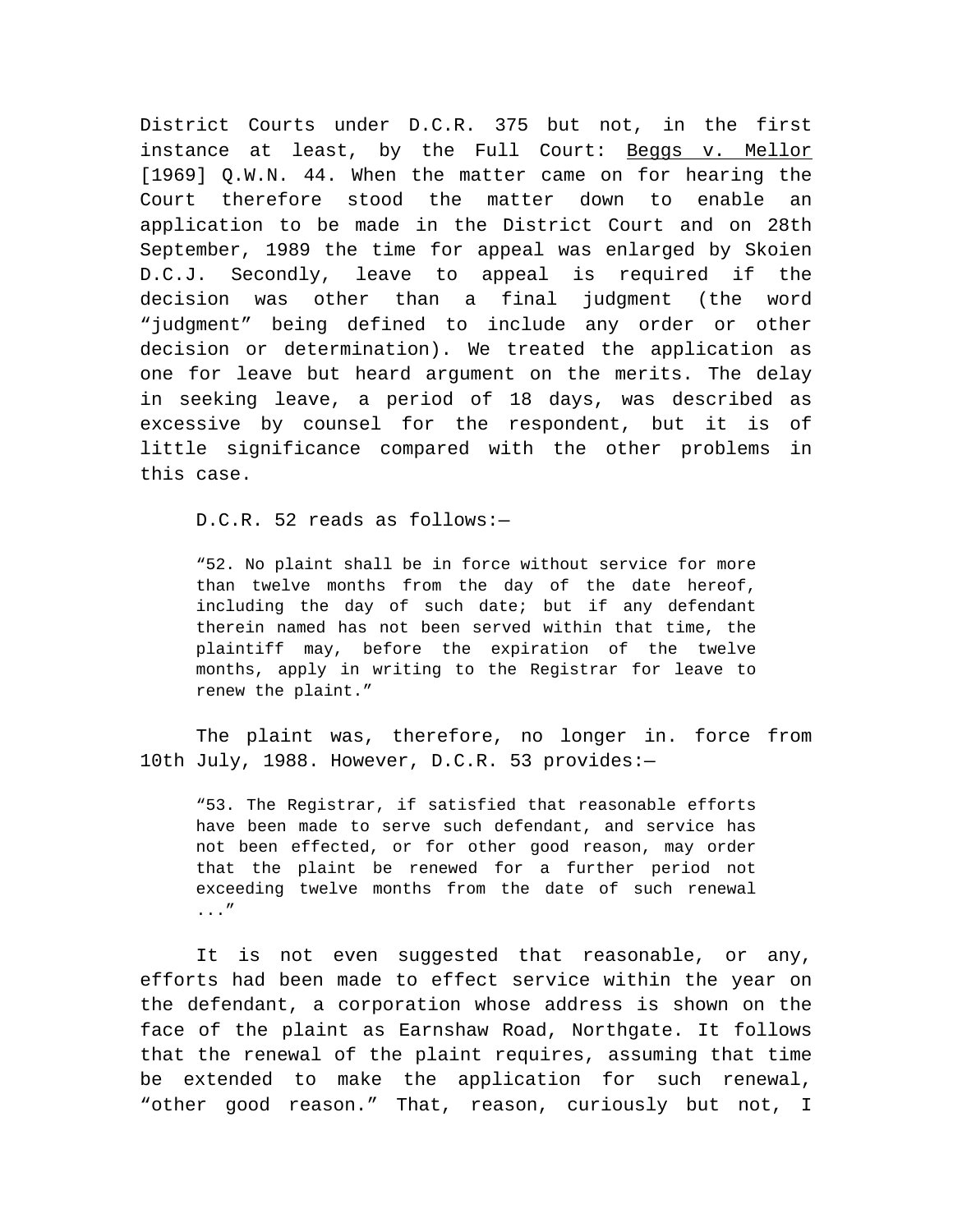District Courts under D.C.R. 375 but not, in the first instance at least, by the Full Court: Beggs v. Mellor [1969] Q.W.N. 44. When the matter came on for hearing the Court therefore stood the matter down to enable an application to be made in the District Court and on 28th September, 1989 the time for appeal was enlarged by Skoien D.C.J. Secondly, leave to appeal is required if the decision was other than a final judgment (the word "judgment" being defined to include any order or other decision or determination). We treated the application as one for leave but heard argument on the merits. The delay in seeking leave, a period of 18 days, was described as excessive by counsel for the respondent, but it is of little significance compared with the other problems in this case.

D.C.R. 52 reads as follows:—

> "52. No plaint shall be in force without service for more than twelve months from the day of the date hereof, including the day of such date; but if any defendant therein named has not been served within that time, the plaintiff may, before the expiration of the twelve months, apply in writing to the Registrar for leave to renew the plaint."

The plaint was, therefore, no longer in. force from 10th July, 1988. However, D.C.R. 53 provides:—

> "53. The Registrar, if satisfied that reasonable efforts have been made to serve such defendant, and service has not been effected, or for other good reason, may order that the plaint be renewed for a further period not exceeding twelve months from the date of such renewal ..."

It is not even suggested that reasonable, or any, efforts had been made to effect service within the year on the defendant, a corporation whose address is shown on the face of the plaint as Earnshaw Road, Northgate. It follows that the renewal of the plaint requires, assuming that time be extended to make the application for such renewal, "other good reason." That, reason, curiously but not, I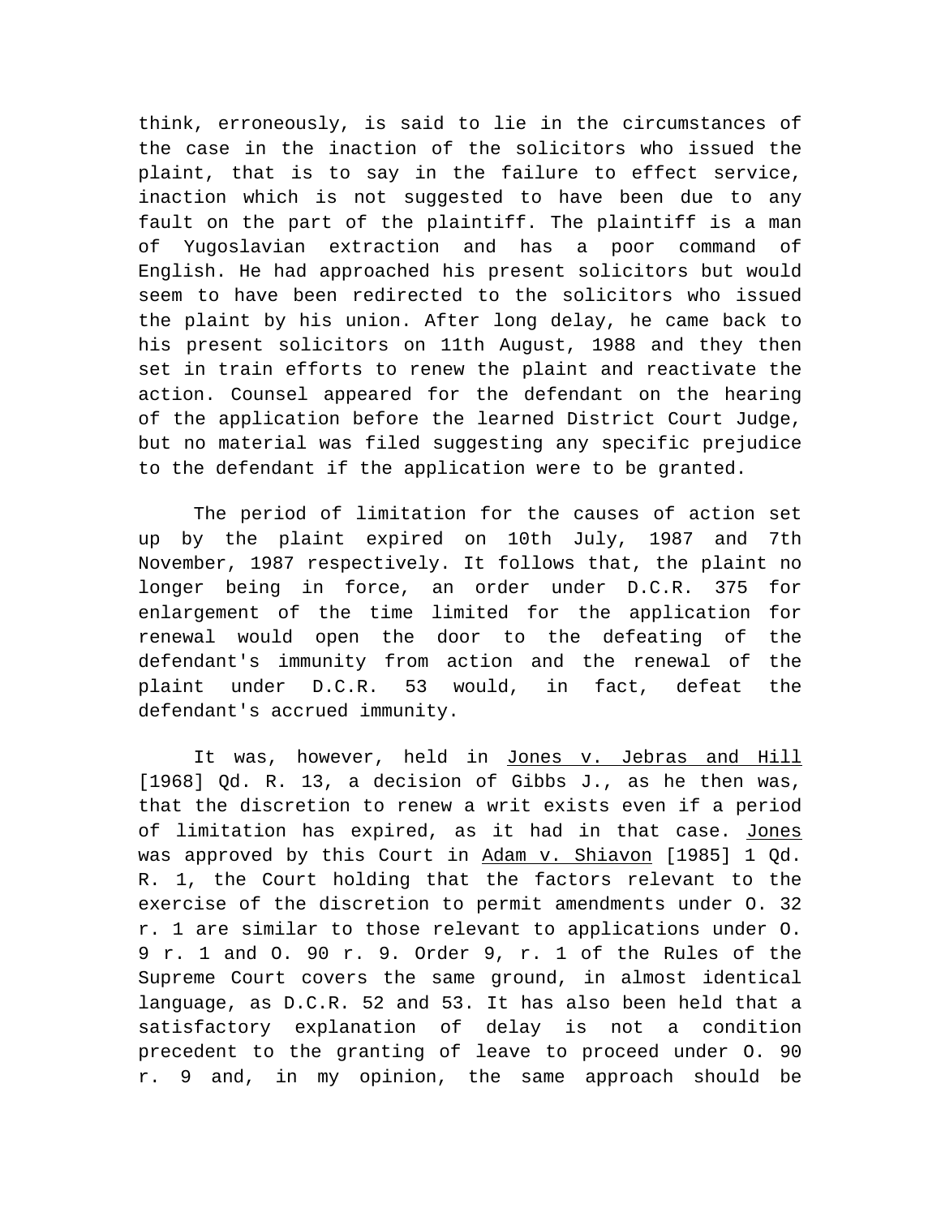think, erroneously, is said to lie in the circumstances of the case in the inaction of the solicitors who issued the plaint, that is to say in the failure to effect service, inaction which is not suggested to have been due to any fault on the part of the plaintiff. The plaintiff is a man of Yugoslavian extraction and has a poor command of English. He had approached his present solicitors but would seem to have been redirected to the solicitors who issued the plaint by his union. After long delay, he came back to his present solicitors on 11th August, 1988 and they then set in train efforts to renew the plaint and reactivate the action. Counsel appeared for the defendant on the hearing of the application before the learned District Court Judge, but no material was filed suggesting any specific prejudice to the defendant if the application were to be granted.

The period of limitation for the causes of action set up by the plaint expired on 10th July, 1987 and 7th November, 1987 respectively. It follows that, the plaint no longer being in force, an order under D.C.R. 375 for enlargement of the time limited for the application for renewal would open the door to the defeating of the defendant's immunity from action and the renewal of the plaint under D.C.R. 53 would, in fact, defeat the defendant's accrued immunity.

It was, however, held in Jones v. Jebras and Hill [1968] Qd. R. 13, a decision of Gibbs J., as he then was, that the discretion to renew a writ exists even if a period of limitation has expired, as it had in that case. Jones was approved by this Court in Adam v. Shiavon [1985] 1 Qd. R. 1, the Court holding that the factors relevant to the exercise of the discretion to permit amendments under O. 32 r. 1 are similar to those relevant to applications under O. 9 r. 1 and O. 90 r. 9. Order 9, r. 1 of the Rules of the Supreme Court covers the same ground, in almost identical language, as D.C.R. 52 and 53. It has also been held that a satisfactory explanation of delay is not a condition precedent to the granting of leave to proceed under O. 90 r. 9 and, in my opinion, the same approach should be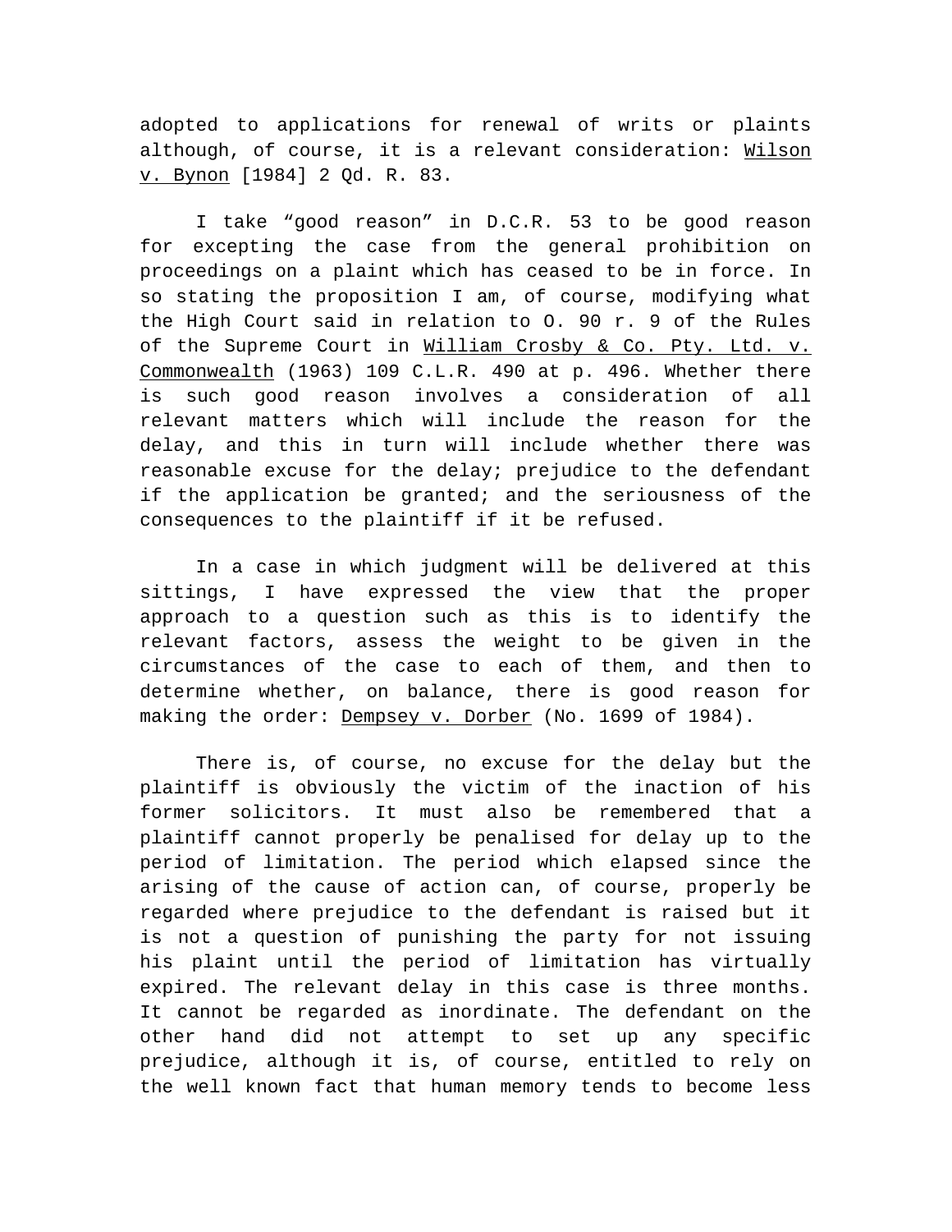adopted to applications for renewal of writs or plaints although, of course, it is a relevant consideration: Wilson v. Bynon [1984] 2 Qd. R. 83.

I take "good reason" in D.C.R. 53 to be good reason for excepting the case from the general prohibition on proceedings on a plaint which has ceased to be in force. In so stating the proposition I am, of course, modifying what the High Court said in relation to O. 90 r. 9 of the Rules of the Supreme Court in William Crosby & Co. Pty. Ltd. v. Commonwealth (1963) 109 C.L.R. 490 at p. 496. Whether there is such good reason involves a consideration of all relevant matters which will include the reason for the delay, and this in turn will include whether there was reasonable excuse for the delay; prejudice to the defendant if the application be granted; and the seriousness of the consequences to the plaintiff if it be refused.

In a case in which judgment will be delivered at this sittings, I have expressed the view that the proper approach to a question such as this is to identify the relevant factors, assess the weight to be given in the circumstances of the case to each of them, and then to determine whether, on balance, there is good reason for making the order: Dempsey v. Dorber (No. 1699 of 1984).

There is, of course, no excuse for the delay but the plaintiff is obviously the victim of the inaction of his former solicitors. It must also be remembered that a plaintiff cannot properly be penalised for delay up to the period of limitation. The period which elapsed since the arising of the cause of action can, of course, properly be regarded where prejudice to the defendant is raised but it is not a question of punishing the party for not issuing his plaint until the period of limitation has virtually expired. The relevant delay in this case is three months. It cannot be regarded as inordinate. The defendant on the other hand did not attempt to set up any specific prejudice, although it is, of course, entitled to rely on the well known fact that human memory tends to become less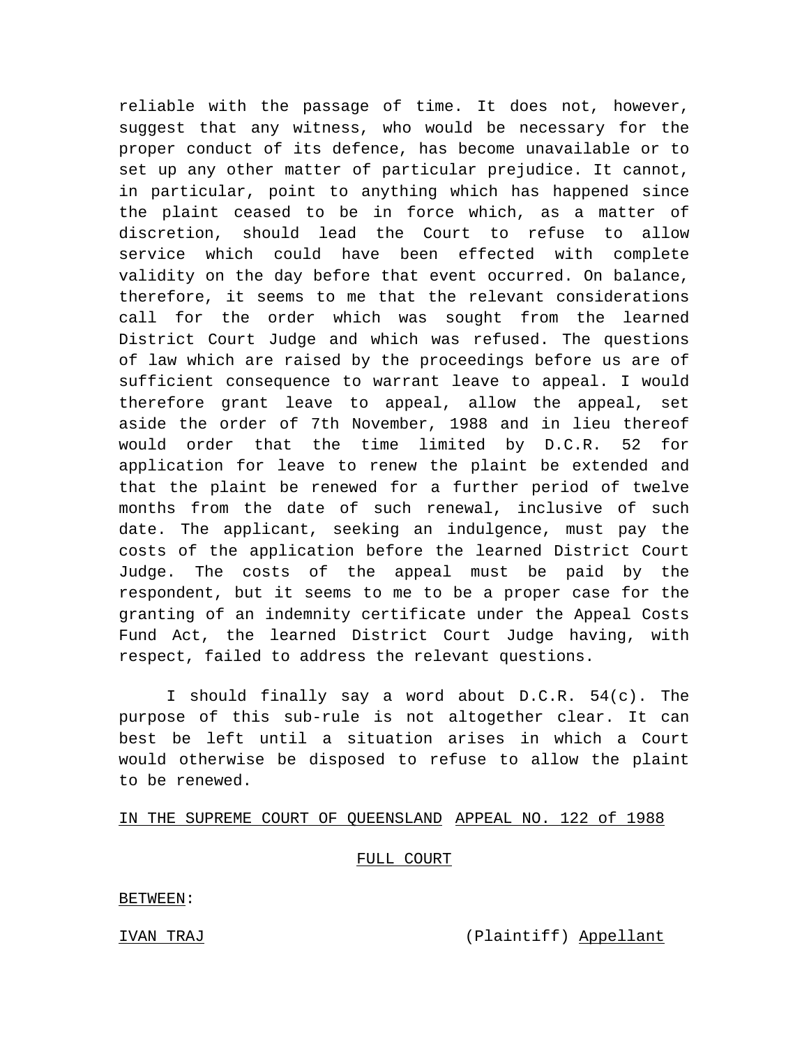reliable with the passage of time. It does not, however, suggest that any witness, who would be necessary for the proper conduct of its defence, has become unavailable or to set up any other matter of particular prejudice. It cannot, in particular, point to anything which has happened since the plaint ceased to be in force which, as a matter of discretion, should lead the Court to refuse to allow service which could have been effected with complete validity on the day before that event occurred. On balance, therefore, it seems to me that the relevant considerations call for the order which was sought from the learned District Court Judge and which was refused. The questions of law which are raised by the proceedings before us are of sufficient consequence to warrant leave to appeal. I would therefore grant leave to appeal, allow the appeal, set aside the order of 7th November, 1988 and in lieu thereof would order that the time limited by D.C.R. 52 for application for leave to renew the plaint be extended and that the plaint be renewed for a further period of twelve months from the date of such renewal, inclusive of such date. The applicant, seeking an indulgence, must pay the costs of the application before the learned District Court Judge. The costs of the appeal must be paid by the respondent, but it seems to me to be a proper case for the granting of an indemnity certificate under the Appeal Costs Fund Act, the learned District Court Judge having, with respect, failed to address the relevant questions.

I should finally say a word about D.C.R. 54(c). The purpose of this sub-rule is not altogether clear. It can best be left until a situation arises in which a Court would otherwise be disposed to refuse to allow the plaint to be renewed.

IN THE SUPREME COURT OF QUEENSLAND APPEAL NO. 122 of 1988

FULL COURT

BETWEEN:

IVAN TRAJ (Plaintiff) Appellant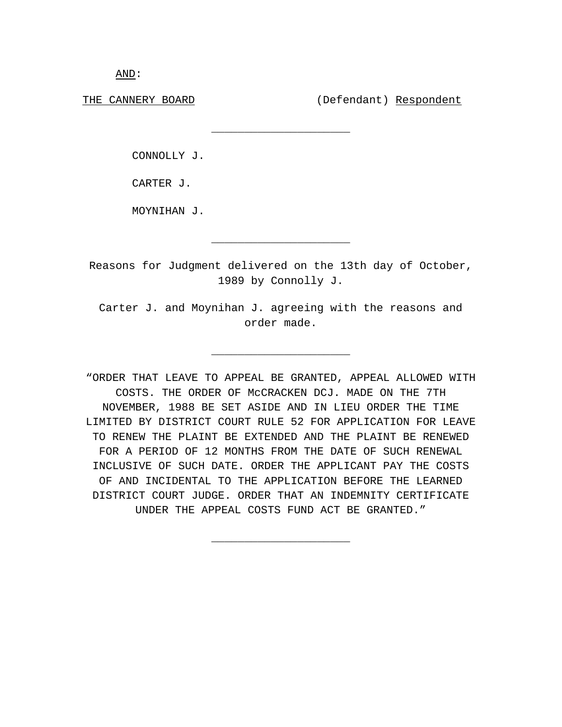<u>AND</u>:

<u>THE CANNERY BOARD</u> (Defendant) <u>Respondent</u>

---

CONNOLLY J.

CARTER J.

MOYNIHAN J.

---

Reasons for Judgment delivered on the 13th day of October, 1989 by Connolly J.

Carter J. and Moynihan J. agreeing with the reasons and order made.

---

"ORDER THAT LEAVE TO APPEAL BE GRANTED, APPEAL ALLOWED WITH COSTS. THE ORDER OF McCRACKEN DCJ. MADE ON THE 7TH NOVEMBER, 1988 BE SET ASIDE AND IN LIEU ORDER THE TIME LIMITED BY DISTRICT COURT RULE 52 FOR APPLICATION FOR LEAVE TO RENEW THE PLAINT BE EXTENDED AND THE PLAINT BE RENEWED FOR A PERIOD OF 12 MONTHS FROM THE DATE OF SUCH RENEWAL INCLUSIVE OF SUCH DATE. ORDER THE APPLICANT PAY THE COSTS OF AND INCIDENTAL TO THE APPLICATION BEFORE THE LEARNED DISTRICT COURT JUDGE. ORDER THAT AN INDEMNITY CERTIFICATE UNDER THE APPEAL COSTS FUND ACT BE GRANTED."

---